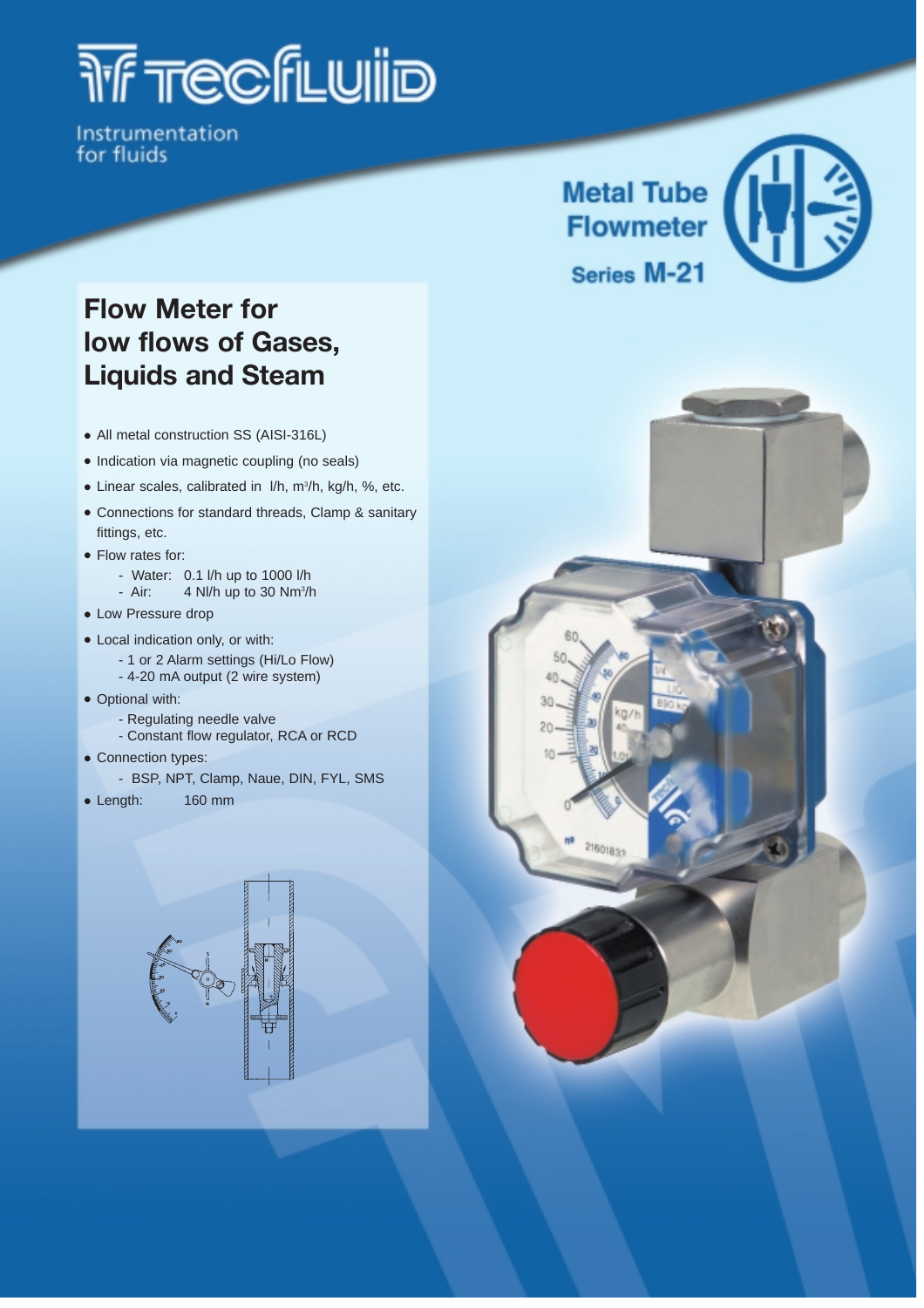Instrumentation
for fluids

# Metal Tube Flowmeter

## Series M-21

## Flow Meter for low flows of Gases, Liquids and Steam

- All metal construction SS (AISI-316L)
- Indication via magnetic coupling (no seals)
- Linear scales, calibrated in l/h, m³/h, kg/h, %, etc.
- Connections for standard threads, Clamp & sanitary fittings, etc.
- Flow rates for:
  - Water: 0.1 l/h up to 1000 l/h
  - Air: 4 Nl/h up to 30 Nm³/h
- Low Pressure drop
- Local indication only, or with:
  - 1 or 2 Alarm settings (Hi/Lo Flow)
  - 4-20 mA output (2 wire system)
- Optional with:
  - Regulating needle valve
  - Constant flow regulator, RCA or RCD
- Connection types:
  - BSP, NPT, Clamp, Naue, DIN, FYL, SMS
- Length: 160 mm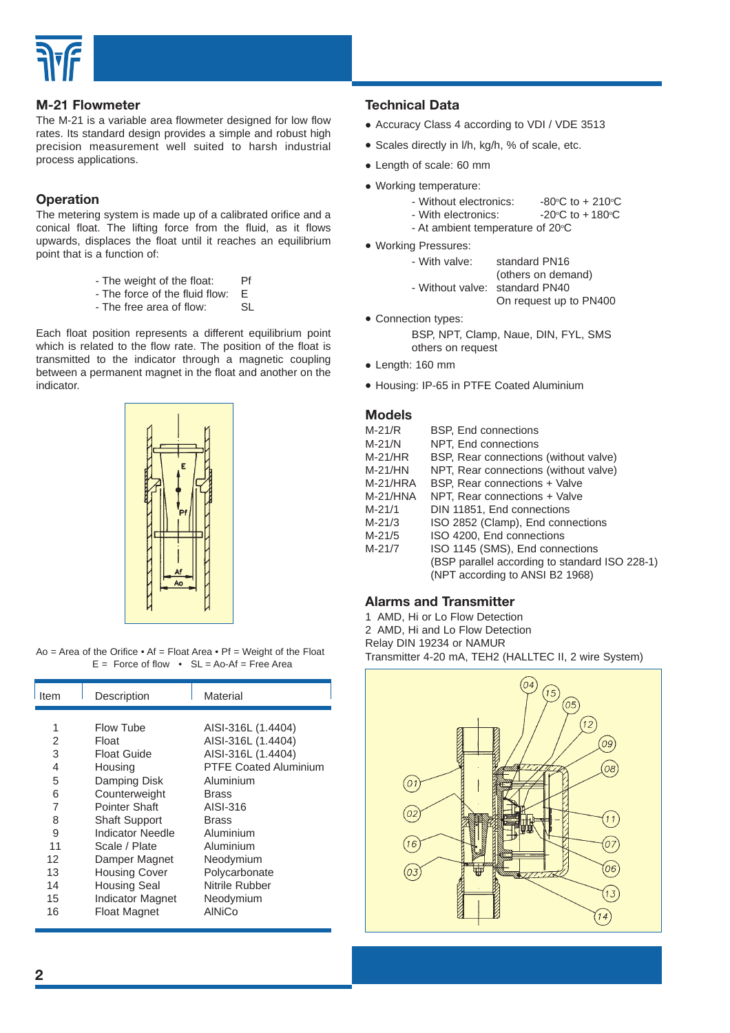## M-21 Flowmeter

The M-21 is a variable area flowmeter designed for low flow rates. Its standard design provides a simple and robust high precision measurement well suited to harsh industrial process applications.

## Operation

The metering system is made up of a calibrated orifice and a conical float. The lifting force from the fluid, as it flows upwards, displaces the float until it reaches an equilibrium point that is a function of:

- The weight of the float: Pf
- The force of the fluid flow: E
- The free area of flow: SL

Each float position represents a different equilibrium point which is related to the flow rate. The position of the float is transmitted to the indicator through a magnetic coupling between a permanent magnet in the float and another on the indicator.

Ao = Area of the Orifice • Af = Float Area • Pf = Weight of the Float
E = Force of flow • SL = Ao-Af = Free Area

| Item | Description | Material |
|---|---|---|
| 1 | Flow Tube | AISI-316L (1.4404) |
| 2 | Float | AISI-316L (1.4404) |
| 3 | Float Guide | AISI-316L (1.4404) |
| 4 | Housing | PTFE Coated Aluminium |
| 5 | Damping Disk | Aluminium |
| 6 | Counterweight | Brass |
| 7 | Pointer Shaft | AISI-316 |
| 8 | Shaft Support | Brass |
| 9 | Indicator Needle | Aluminium |
| 11 | Scale / Plate | Aluminium |
| 12 | Damper Magnet | Neodymium |
| 13 | Housing Cover | Polycarbonate |
| 14 | Housing Seal | Nitrile Rubber |
| 15 | Indicator Magnet | Neodymium |
| 16 | Float Magnet | AlNiCo |

## Technical Data

- Accuracy Class 4 according to VDI / VDE 3513
- Scales directly in l/h, kg/h, % of scale, etc.
- Length of scale: 60 mm
- Working temperature:
  - Without electronics: -80°C to + 210°C
  - With electronics: -20°C to +180°C
  - At ambient temperature of 20°C
- Working Pressures:
  - With valve: standard PN16 (others on demand)
  - Without valve: standard PN40 On request up to PN400
- Connection types:
  BSP, NPT, Clamp, Naue, DIN, FYL, SMS others on request
- Length: 160 mm
- Housing: IP-65 in PTFE Coated Aluminium

## Models

| Model | Description |
|---|---|
| M-21/R | BSP, End connections |
| M-21/N | NPT, End connections |
| M-21/HR | BSP, Rear connections (without valve) |
| M-21/HN | NPT, Rear connections (without valve) |
| M-21/HRA | BSP, Rear connections + Valve |
| M-21/HNA | NPT, Rear connections + Valve |
| M-21/1 | DIN 11851, End connections |
| M-21/3 | ISO 2852 (Clamp), End connections |
| M-21/5 | ISO 4200, End connections |
| M-21/7 | ISO 1145 (SMS), End connections |

(BSP parallel according to standard ISO 228-1)
(NPT according to ANSI B2 1968)

## Alarms and Transmitter

1 AMD, Hi or Lo Flow Detection
2 AMD, Hi and Lo Flow Detection
Relay DIN 19234 or NAMUR
Transmitter 4-20 mA, TEH2 (HALLTEC II, 2 wire System)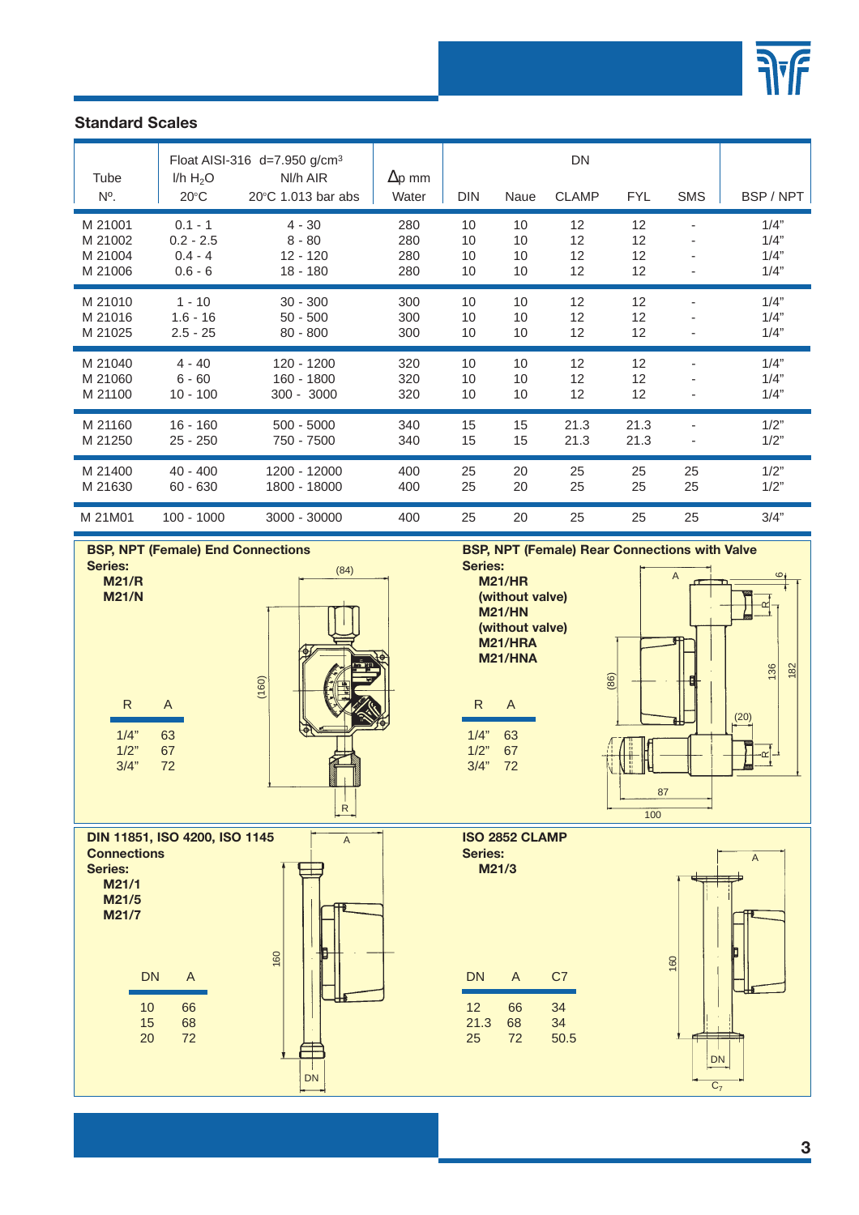## Standard Scales

| Tube Nº. | Float AISI-316 d=7.950 g/cm³ l/h $H_2O$ 20°C | Nl/h AIR 20°C 1.013 bar abs | Δp mm Water | DN DIN | Naue | CLAMP | FYL | SMS | BSP / NPT |
|---|---|---|---|---|---|---|---|---|---|
| M 21001 | 0.1 - 1 | 4 - 30 | 280 | 10 | 10 | 12 | 12 | - | 1/4" |
| M 21002 | 0.2 - 2.5 | 8 - 80 | 280 | 10 | 10 | 12 | 12 | - | 1/4" |
| M 21004 | 0.4 - 4 | 12 - 120 | 280 | 10 | 10 | 12 | 12 | - | 1/4" |
| M 21006 | 0.6 - 6 | 18 - 180 | 280 | 10 | 10 | 12 | 12 | - | 1/4" |
| M 21010 | 1 - 10 | 30 - 300 | 300 | 10 | 10 | 12 | 12 | - | 1/4" |
| M 21016 | 1.6 - 16 | 50 - 500 | 300 | 10 | 10 | 12 | 12 | - | 1/4" |
| M 21025 | 2.5 - 25 | 80 - 800 | 300 | 10 | 10 | 12 | 12 | - | 1/4" |
| M 21040 | 4 - 40 | 120 - 1200 | 320 | 10 | 10 | 12 | 12 | - | 1/4" |
| M 21060 | 6 - 60 | 160 - 1800 | 320 | 10 | 10 | 12 | 12 | - | 1/4" |
| M 21100 | 10 - 100 | 300 - 3000 | 320 | 10 | 10 | 12 | 12 | - | 1/4" |
| M 21160 | 16 - 160 | 500 - 5000 | 340 | 15 | 15 | 21.3 | 21.3 | - | 1/2" |
| M 21250 | 25 - 250 | 750 - 7500 | 340 | 15 | 15 | 21.3 | 21.3 | - | 1/2" |
| M 21400 | 40 - 400 | 1200 - 12000 | 400 | 25 | 20 | 25 | 25 | 25 | 1/2" |
| M 21630 | 60 - 630 | 1800 - 18000 | 400 | 25 | 20 | 25 | 25 | 25 | 1/2" |
| M 21M01 | 100 - 1000 | 3000 - 30000 | 400 | 25 | 20 | 25 | 25 | 25 | 3/4" |

### BSP, NPT (Female) End Connections

**Series:**
**M21/R**
**M21/N**

| R | A |
|---|---|
| 1/4" | 63 |
| 1/2" | 67 |
| 3/4" | 72 |

(84) (160) R

### BSP, NPT (Female) Rear Connections with Valve

**Series:**
**M21/HR**
**(without valve)**
**M21/HN**
**(without valve)**
**M21/HRA**
**M21/HNA**

| R | A |
|---|---|
| 1/4" | 63 |
| 1/2" | 67 |
| 3/4" | 72 |

A 6 R (86) 136 182 (20) R 87 100

### DIN 11851, ISO 4200, ISO 1145 Connections

**Series:**
**M21/1**
**M21/5**
**M21/7**

| DN | A |
|---|---|
| 10 | 66 |
| 15 | 68 |
| 20 | 72 |

A 160 DN

### ISO 2852 CLAMP

**Series:**
**M21/3**

| DN | A | C7 |
|---|---|---|
| 12 | 66 | 34 |
| 21.3 | 68 | 34 |
| 25 | 72 | 50.5 |

A 160 DN $C_7$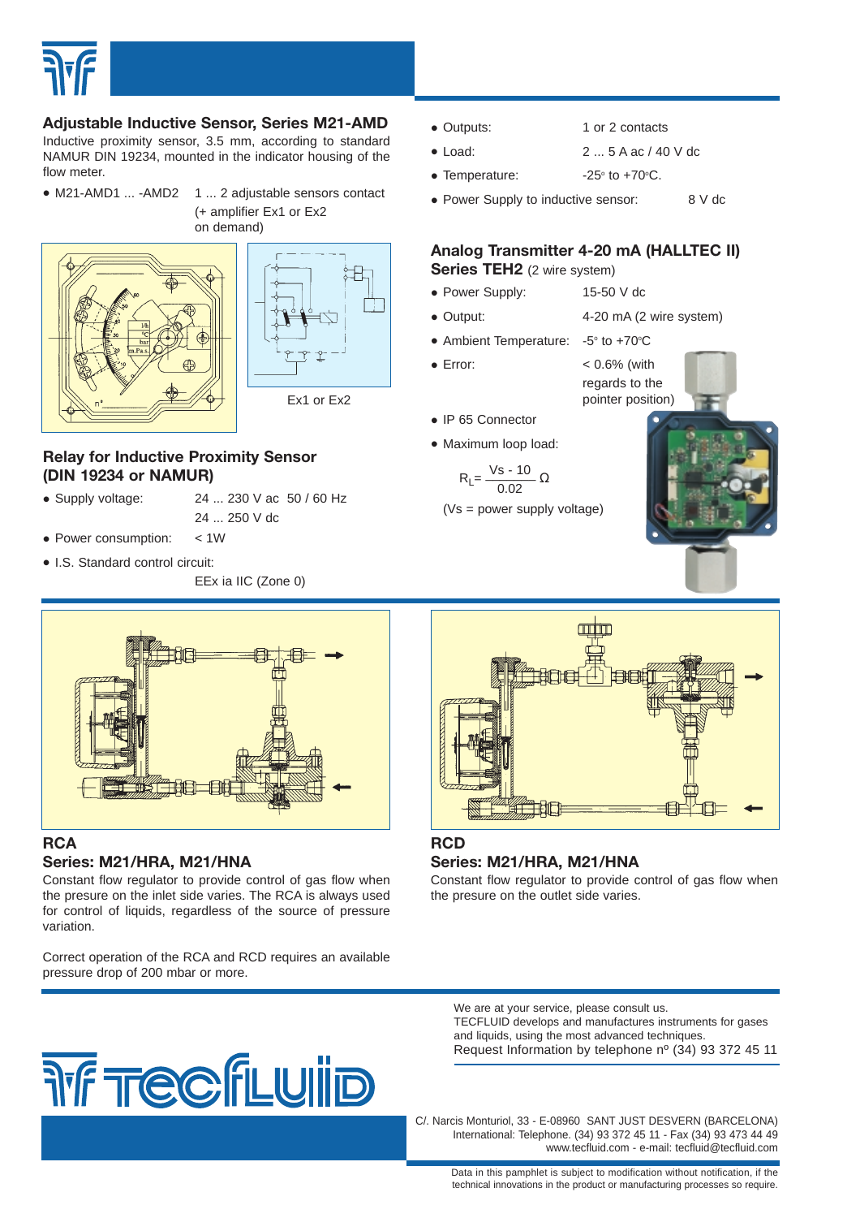## Adjustable Inductive Sensor, Series M21-AMD

Inductive proximity sensor, 3.5 mm, according to standard NAMUR DIN 19234, mounted in the indicator housing of the flow meter.

- M21-AMD1 ... -AMD2 1 ... 2 adjustable sensors contact (+ amplifier Ex1 or Ex2 on demand)

Ex1 or Ex2

## Relay for Inductive Proximity Sensor (DIN 19234 or NAMUR)

- Supply voltage: 24 ... 230 V ac 50 / 60 Hz
  24 ... 250 V dc
- Power consumption: < 1W
- I.S. Standard control circuit:
  EEx ia IIC (Zone 0)

- Outputs: 1 or 2 contacts
- Load: 2 ... 5 A ac / 40 V dc
- Temperature: -25° to +70°C.
- Power Supply to inductive sensor: 8 V dc

## Analog Transmitter 4-20 mA (HALLTEC II) Series TEH2 (2 wire system)

- Power Supply: 15-50 V dc
- Output: 4-20 mA (2 wire system)
- Ambient Temperature: -5° to +70°C
- Error: < 0.6% (with regards to the pointer position)
- IP 65 Connector
- Maximum loop load:

$$R_L = \frac{Vs - 10}{0.02}\ \Omega$$

(Vs = power supply voltage)

## RCA
### Series: M21/HRA, M21/HNA

Constant flow regulator to provide control of gas flow when the presure on the inlet side varies. The RCA is always used for control of liquids, regardless of the source of pressure variation.

Correct operation of the RCA and RCD requires an available pressure drop of 200 mbar or more.

## RCD
### Series: M21/HRA, M21/HNA

Constant flow regulator to provide control of gas flow when the presure on the outlet side varies.

We are at your service, please consult us.
TECFLUID develops and manufactures instruments for gases and liquids, using the most advanced techniques.
Request Information by telephone nº (34) 93 372 45 11

C/. Narcis Monturiol, 33 - E-08960 SANT JUST DESVERN (BARCELONA)
International: Telephone. (34) 93 372 45 11 - Fax (34) 93 473 44 49
www.tecfluid.com - e-mail: tecfluid@tecfluid.com

Data in this pamphlet is subject to modification without notification, if the technical innovations in the product or manufacturing processes so require.